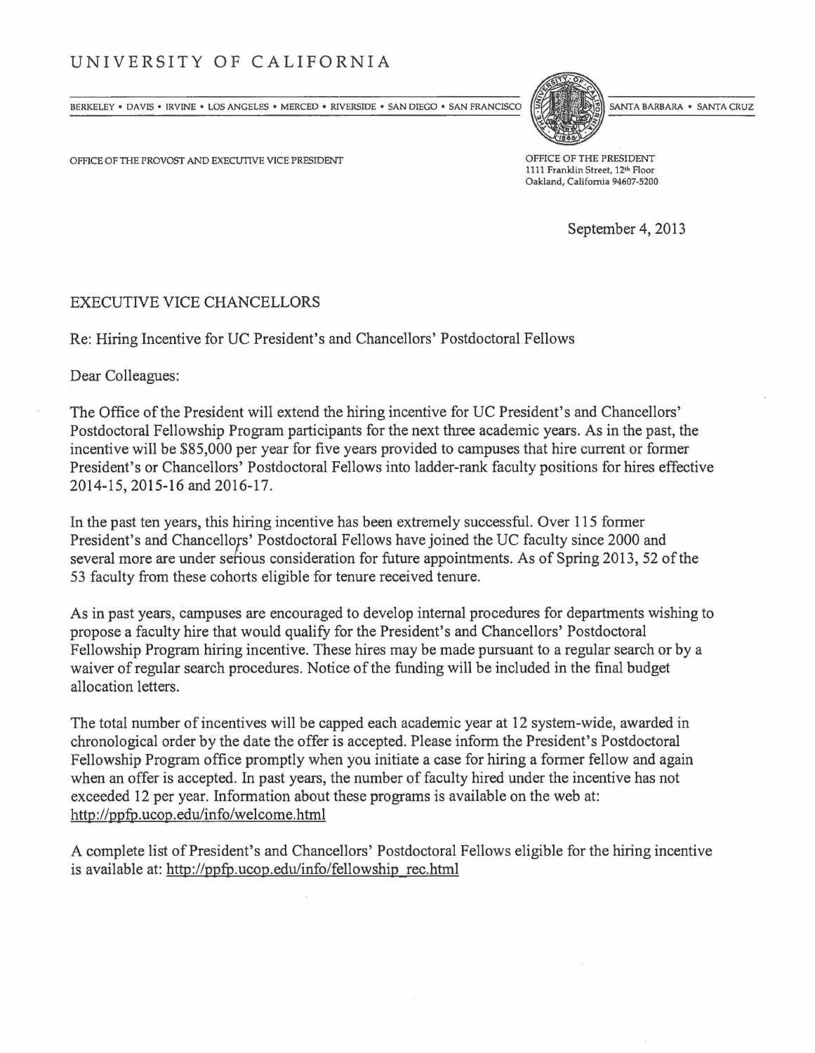# UNIVERSITY OF CALIFORNIA

BERKELEY • DAVIS • IRVINE • LOS ANGELES • MERCED • RIVERSIDE • SAN DIEGO • SAN FRANCISCO | SANTA BARBARA • SANTA CRUZ

OFFICE OF THE PROVOST AND EXECUTIVE VICE PRESIDENT

OFFICE OF THE PRESIDENT
1111 Franklin Street, 12th Floor
Oakland, California 94607-5200

September 4, 2013

EXECUTIVE VICE CHANCELLORS

Re: Hiring Incentive for UC President's and Chancellors' Postdoctoral Fellows

Dear Colleagues:

The Office of the President will extend the hiring incentive for UC President's and Chancellors' Postdoctoral Fellowship Program participants for the next three academic years. As in the past, the incentive will be $85,000 per year for five years provided to campuses that hire current or former President's or Chancellors' Postdoctoral Fellows into ladder-rank faculty positions for hires effective 2014-15, 2015-16 and 2016-17.

In the past ten years, this hiring incentive has been extremely successful. Over 115 former President's and Chancellors' Postdoctoral Fellows have joined the UC faculty since 2000 and several more are under serious consideration for future appointments. As of Spring 2013, 52 of the 53 faculty from these cohorts eligible for tenure received tenure.

As in past years, campuses are encouraged to develop internal procedures for departments wishing to propose a faculty hire that would qualify for the President's and Chancellors' Postdoctoral Fellowship Program hiring incentive. These hires may be made pursuant to a regular search or by a waiver of regular search procedures. Notice of the funding will be included in the final budget allocation letters.

The total number of incentives will be capped each academic year at 12 system-wide, awarded in chronological order by the date the offer is accepted. Please inform the President's Postdoctoral Fellowship Program office promptly when you initiate a case for hiring a former fellow and again when an offer is accepted. In past years, the number of faculty hired under the incentive has not exceeded 12 per year. Information about these programs is available on the web at: http://ppfp.ucop.edu/info/welcome.html

A complete list of President's and Chancellors' Postdoctoral Fellows eligible for the hiring incentive is available at: http://ppfp.ucop.edu/info/fellowship_rec.html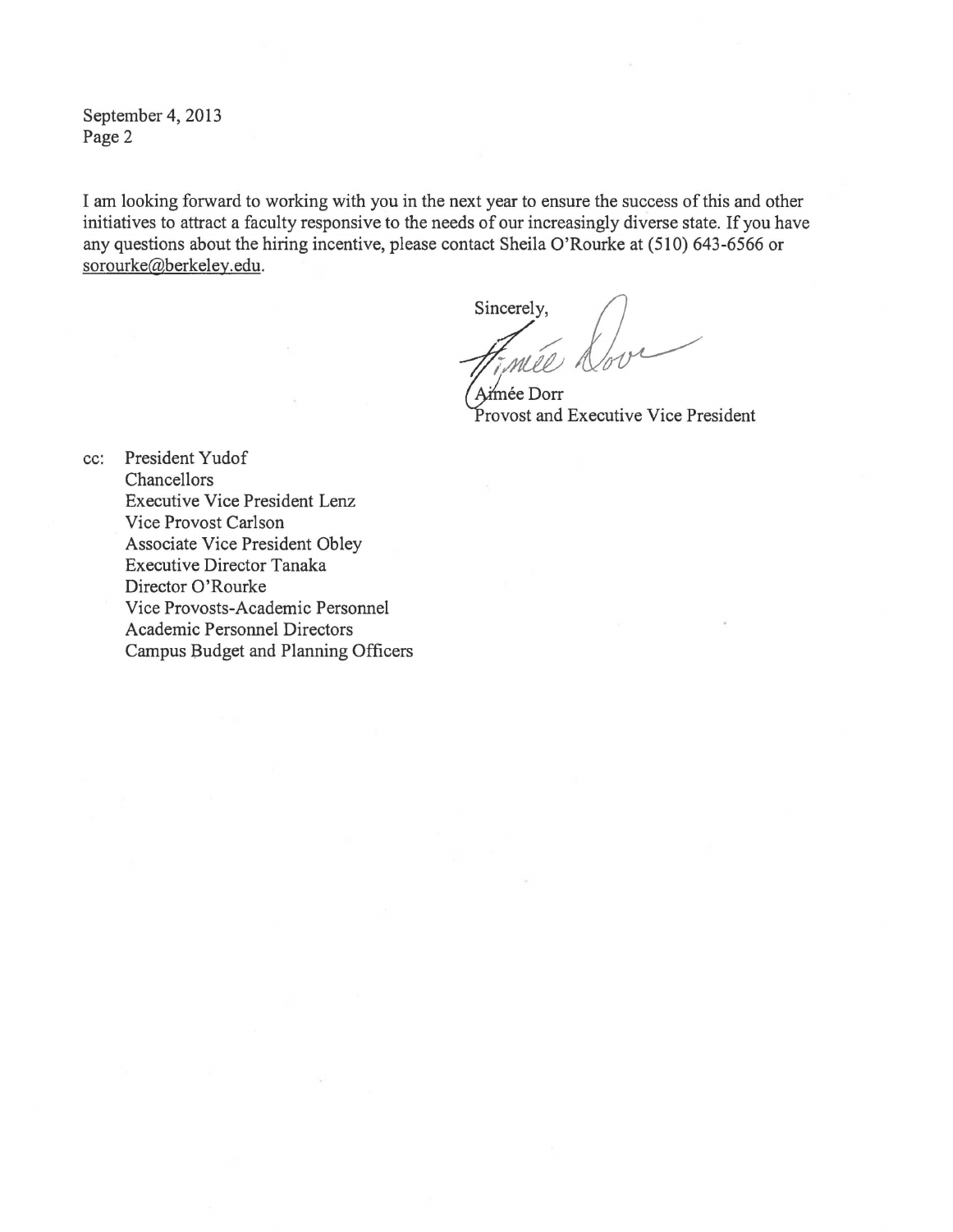I am looking forward to working with you in the next year to ensure the success of this and other initiatives to attract a faculty responsive to the needs of our increasingly diverse state. If you have any questions about the hiring incentive, please contact Sheila O'Rourke at (510) 643-6566 or sorourke@berkeley.edu.

Sincerely,

Aimée Dorr
Provost and Executive Vice President

cc: President Yudof
Chancellors
Executive Vice President Lenz
Vice Provost Carlson
Associate Vice President Obley
Executive Director Tanaka
Director O'Rourke
Vice Provosts-Academic Personnel
Academic Personnel Directors
Campus Budget and Planning Officers